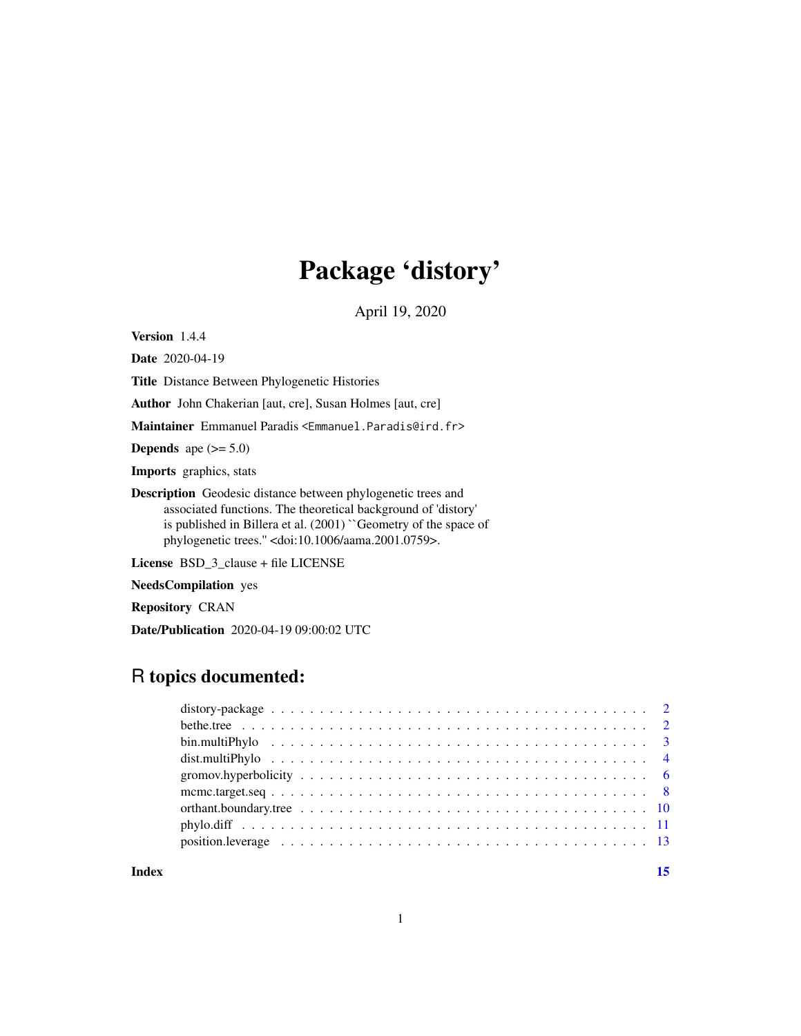# Package 'distory'

April 19, 2020

**Version** 1.4.4

**Date** 2020-04-19

**Title** Distance Between Phylogenetic Histories

**Author** John Chakerian [aut, cre], Susan Holmes [aut, cre]

**Maintainer** Emmanuel Paradis <Emmanuel.Paradis@ird.fr>

**Depends** ape (>= 5.0)

**Imports** graphics, stats

**Description** Geodesic distance between phylogenetic trees and associated functions. The theoretical background of 'distory' is published in Billera et al. (2001) ``Geometry of the space of phylogenetic trees.'' <doi:10.1006/aama.2001.0759>.

**License** BSD_3_clause + file LICENSE

**NeedsCompilation** yes

**Repository** CRAN

**Date/Publication** 2020-04-19 09:00:02 UTC

## R topics documented:

| | |
|---|---|
| distory-package | 2 |
| bethe.tree | 2 |
| bin.multiPhylo | 3 |
| dist.multiPhylo | 4 |
| gromov.hyperbolicity | 6 |
| mcmc.target.seq | 8 |
| orthant.boundary.tree | 10 |
| phylo.diff | 11 |
| position.leverage | 13 |
| **Index** | **15** |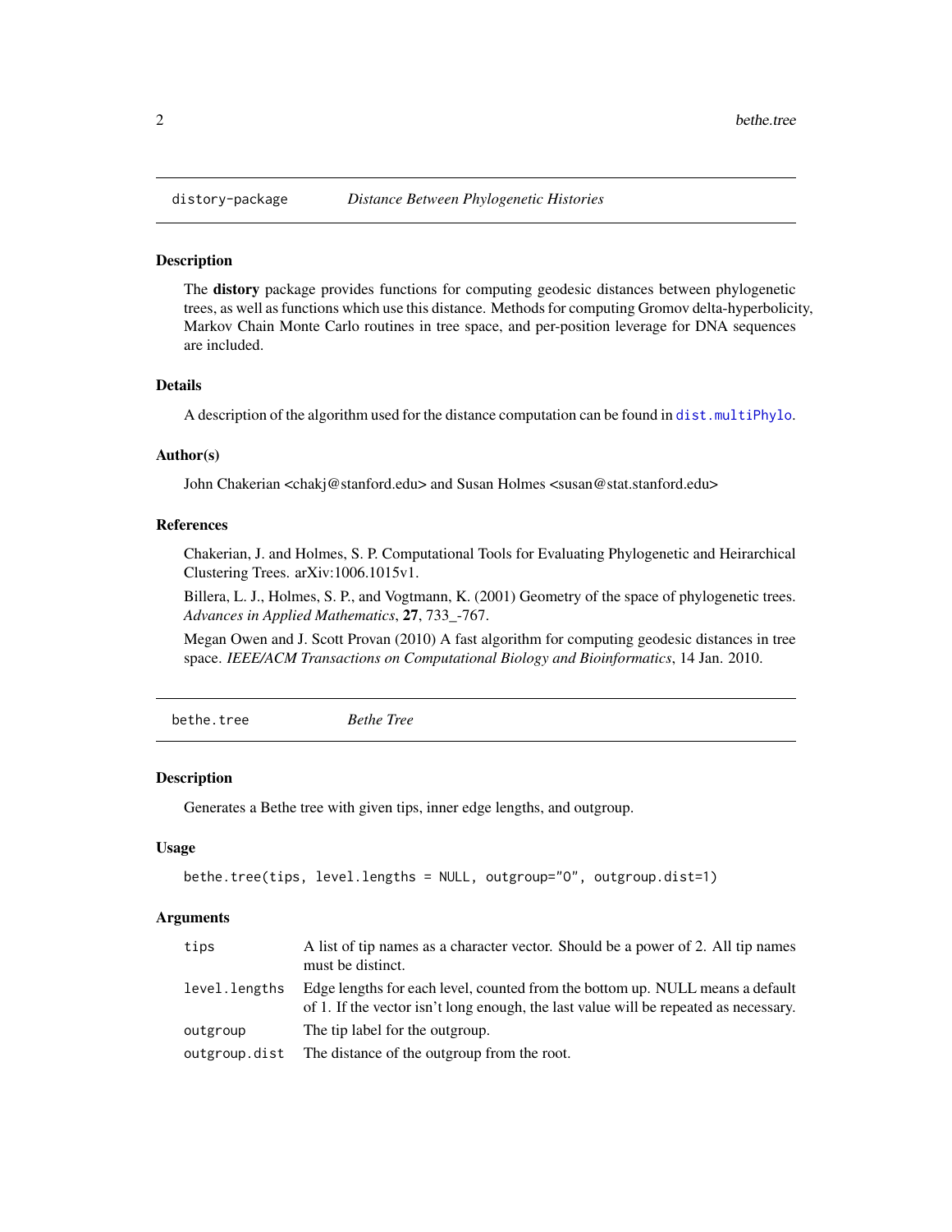## distory-package — *Distance Between Phylogenetic Histories*

### Description

The **distory** package provides functions for computing geodesic distances between phylogenetic trees, as well as functions which use this distance. Methods for computing Gromov delta-hyperbolicity, Markov Chain Monte Carlo routines in tree space, and per-position leverage for DNA sequences are included.

### Details

A description of the algorithm used for the distance computation can be found in `dist.multiPhylo`.

### Author(s)

John Chakerian <chakj@stanford.edu> and Susan Holmes <susan@stat.stanford.edu>

### References

Chakerian, J. and Holmes, S. P. Computational Tools for Evaluating Phylogenetic and Heirarchical Clustering Trees. arXiv:1006.1015v1.

Billera, L. J., Holmes, S. P., and Vogtmann, K. (2001) Geometry of the space of phylogenetic trees. *Advances in Applied Mathematics*, **27**, 733_-767.

Megan Owen and J. Scott Provan (2010) A fast algorithm for computing geodesic distances in tree space. *IEEE/ACM Transactions on Computational Biology and Bioinformatics*, 14 Jan. 2010.

## bethe.tree — *Bethe Tree*

### Description

Generates a Bethe tree with given tips, inner edge lengths, and outgroup.

### Usage

```
bethe.tree(tips, level.lengths = NULL, outgroup="0", outgroup.dist=1)
```

### Arguments

| | |
|---|---|
| `tips` | A list of tip names as a character vector. Should be a power of 2. All tip names must be distinct. |
| `level.lengths` | Edge lengths for each level, counted from the bottom up. NULL means a default of 1. If the vector isn't long enough, the last value will be repeated as necessary. |
| `outgroup` | The tip label for the outgroup. |
| `outgroup.dist` | The distance of the outgroup from the root. |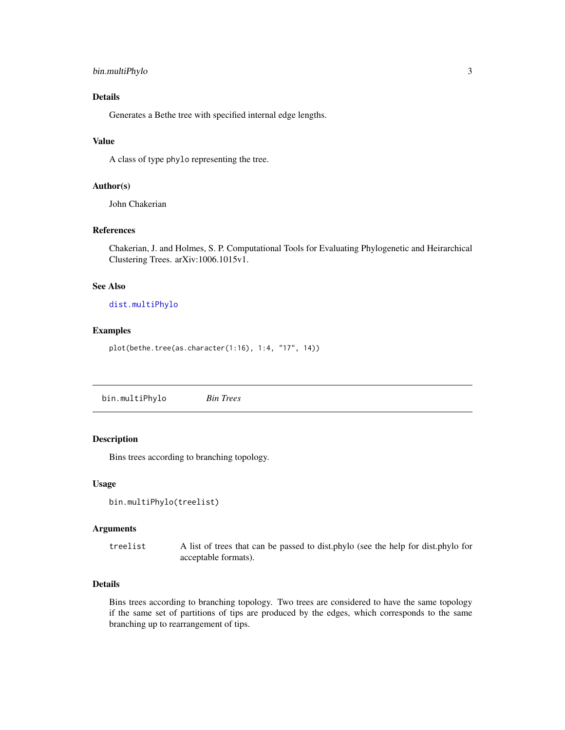## Details

Generates a Bethe tree with specified internal edge lengths.

## Value

A class of type `phylo` representing the tree.

## Author(s)

John Chakerian

## References

Chakerian, J. and Holmes, S. P. Computational Tools for Evaluating Phylogenetic and Heirarchical Clustering Trees. arXiv:1006.1015v1.

## See Also

`dist.multiPhylo`

## Examples

```
plot(bethe.tree(as.character(1:16), 1:4, "17", 14))
```

---

# bin.multiPhylo *Bin Trees*

---

## Description

Bins trees according to branching topology.

## Usage

```
bin.multiPhylo(treelist)
```

## Arguments

| | |
|---|---|
| `treelist` | A list of trees that can be passed to dist.phylo (see the help for dist.phylo for acceptable formats). |

## Details

Bins trees according to branching topology. Two trees are considered to have the same topology if the same set of partitions of tips are produced by the edges, which corresponds to the same branching up to rearrangement of tips.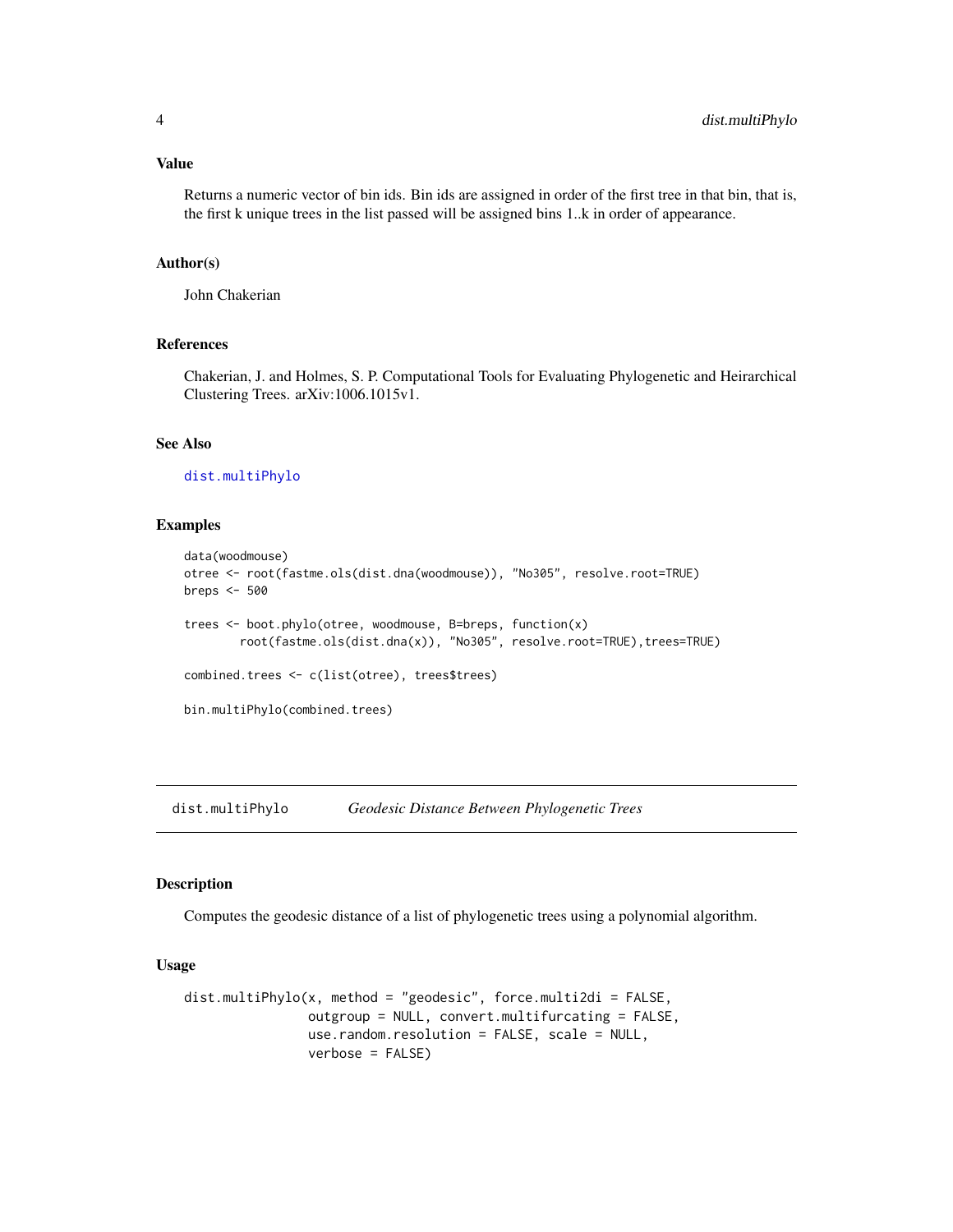## Value

Returns a numeric vector of bin ids. Bin ids are assigned in order of the first tree in that bin, that is, the first k unique trees in the list passed will be assigned bins 1..k in order of appearance.

## Author(s)

John Chakerian

## References

Chakerian, J. and Holmes, S. P. Computational Tools for Evaluating Phylogenetic and Heirarchical Clustering Trees. arXiv:1006.1015v1.

## See Also

`dist.multiPhylo`

## Examples

```
data(woodmouse)
otree <- root(fastme.ols(dist.dna(woodmouse)), "No305", resolve.root=TRUE)
breps <- 500

trees <- boot.phylo(otree, woodmouse, B=breps, function(x)
        root(fastme.ols(dist.dna(x)), "No305", resolve.root=TRUE),trees=TRUE)

combined.trees <- c(list(otree), trees$trees)

bin.multiPhylo(combined.trees)
```

---

# dist.multiPhylo *Geodesic Distance Between Phylogenetic Trees*

## Description

Computes the geodesic distance of a list of phylogenetic trees using a polynomial algorithm.

## Usage

```
dist.multiPhylo(x, method = "geodesic", force.multi2di = FALSE,
                outgroup = NULL, convert.multifurcating = FALSE,
                use.random.resolution = FALSE, scale = NULL,
                verbose = FALSE)
```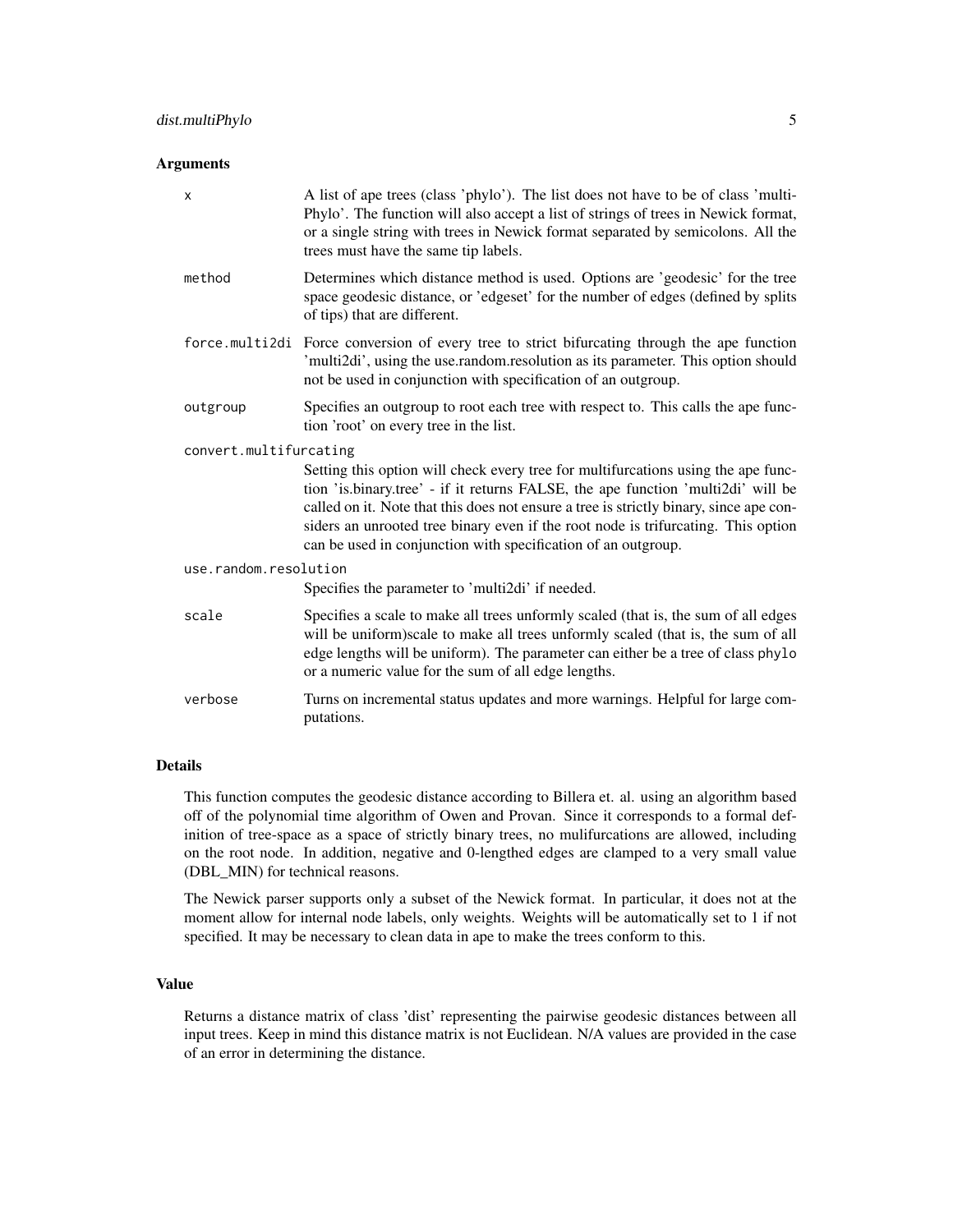### Arguments

- **x**: A list of ape trees (class 'phylo'). The list does not have to be of class 'multiPhylo'. The function will also accept a list of strings of trees in Newick format, or a single string with trees in Newick format separated by semicolons. All the trees must have the same tip labels.
- **method**: Determines which distance method is used. Options are 'geodesic' for the tree space geodesic distance, or 'edgeset' for the number of edges (defined by splits of tips) that are different.
- **force.multi2di**: Force conversion of every tree to strict bifurcating through the ape function 'multi2di', using the use.random.resolution as its parameter. This option should not be used in conjunction with specification of an outgroup.
- **outgroup**: Specifies an outgroup to root each tree with respect to. This calls the ape function 'root' on every tree in the list.
- **convert.multifurcating**: Setting this option will check every tree for multifurcations using the ape function 'is.binary.tree' - if it returns FALSE, the ape function 'multi2di' will be called on it. Note that this does not ensure a tree is strictly binary, since ape considers an unrooted tree binary even if the root node is trifurcating. This option can be used in conjunction with specification of an outgroup.
- **use.random.resolution**: Specifies the parameter to 'multi2di' if needed.
- **scale**: Specifies a scale to make all trees unformly scaled (that is, the sum of all edges will be uniform)scale to make all trees unformly scaled (that is, the sum of all edge lengths will be uniform). The parameter can either be a tree of class `phylo` or a numeric value for the sum of all edge lengths.
- **verbose**: Turns on incremental status updates and more warnings. Helpful for large computations.

### Details

This function computes the geodesic distance according to Billera et. al. using an algorithm based off of the polynomial time algorithm of Owen and Provan. Since it corresponds to a formal definition of tree-space as a space of strictly binary trees, no mulifurcations are allowed, including on the root node. In addition, negative and 0-lengthed edges are clamped to a very small value (DBL_MIN) for technical reasons.

The Newick parser supports only a subset of the Newick format. In particular, it does not at the moment allow for internal node labels, only weights. Weights will be automatically set to 1 if not specified. It may be necessary to clean data in ape to make the trees conform to this.

### Value

Returns a distance matrix of class 'dist' representing the pairwise geodesic distances between all input trees. Keep in mind this distance matrix is not Euclidean. N/A values are provided in the case of an error in determining the distance.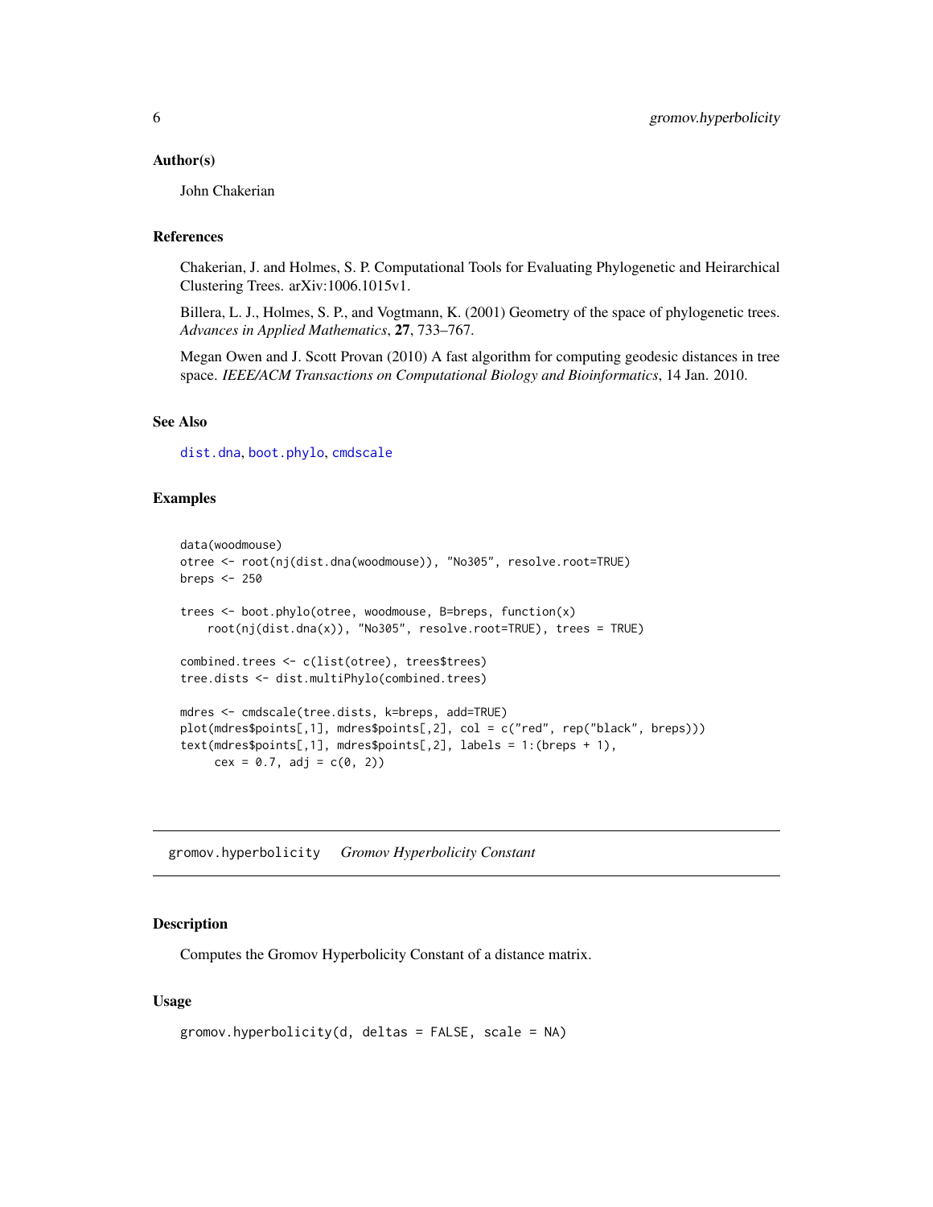### Author(s)

John Chakerian

### References

Chakerian, J. and Holmes, S. P. Computational Tools for Evaluating Phylogenetic and Heirarchical Clustering Trees. arXiv:1006.1015v1.

Billera, L. J., Holmes, S. P., and Vogtmann, K. (2001) Geometry of the space of phylogenetic trees. *Advances in Applied Mathematics*, **27**, 733–767.

Megan Owen and J. Scott Provan (2010) A fast algorithm for computing geodesic distances in tree space. *IEEE/ACM Transactions on Computational Biology and Bioinformatics*, 14 Jan. 2010.

### See Also

`dist.dna`, `boot.phylo`, `cmdscale`

### Examples

```
data(woodmouse)
otree <- root(nj(dist.dna(woodmouse)), "No305", resolve.root=TRUE)
breps <- 250

trees <- boot.phylo(otree, woodmouse, B=breps, function(x)
    root(nj(dist.dna(x)), "No305", resolve.root=TRUE), trees = TRUE)

combined.trees <- c(list(otree), trees$trees)
tree.dists <- dist.multiPhylo(combined.trees)

mdres <- cmdscale(tree.dists, k=breps, add=TRUE)
plot(mdres$points[,1], mdres$points[,2], col = c("red", rep("black", breps)))
text(mdres$points[,1], mdres$points[,2], labels = 1:(breps + 1),
     cex = 0.7, adj = c(0, 2))
```

---

## gromov.hyperbolicity *Gromov Hyperbolicity Constant*

### Description

Computes the Gromov Hyperbolicity Constant of a distance matrix.

### Usage

```
gromov.hyperbolicity(d, deltas = FALSE, scale = NA)
```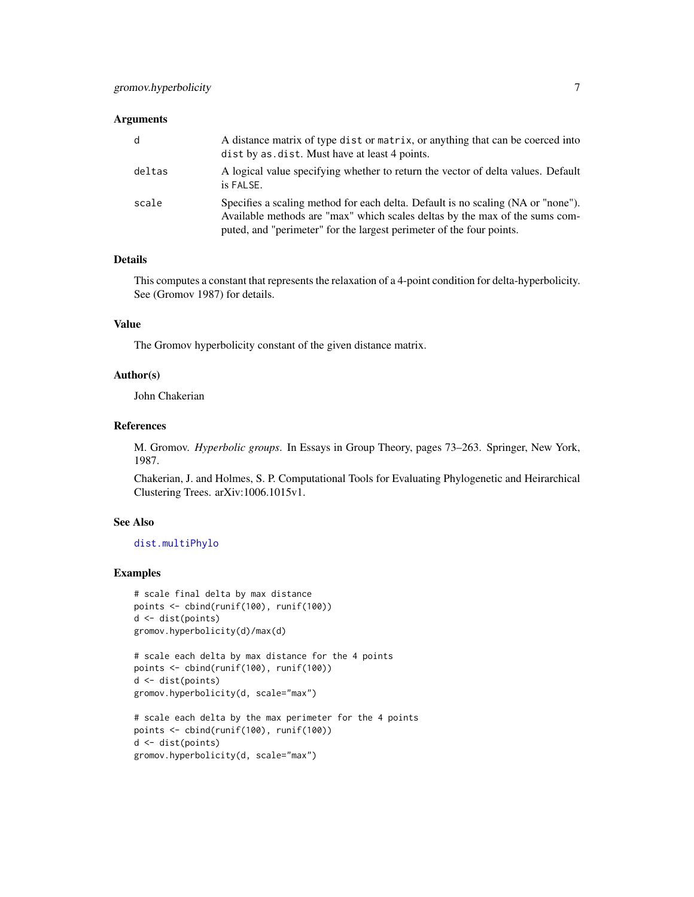## Arguments

| | |
|---|---|
| d | A distance matrix of type `dist` or `matrix`, or anything that can be coerced into `dist` by `as.dist`. Must have at least 4 points. |
| deltas | A logical value specifying whether to return the vector of delta values. Default is `FALSE`. |
| scale | Specifies a scaling method for each delta. Default is no scaling (NA or "none"). Available methods are "max" which scales deltas by the max of the sums computed, and "perimeter" for the largest perimeter of the four points. |

## Details

This computes a constant that represents the relaxation of a 4-point condition for delta-hyperbolicity. See (Gromov 1987) for details.

## Value

The Gromov hyperbolicity constant of the given distance matrix.

## Author(s)

John Chakerian

## References

M. Gromov. *Hyperbolic groups*. In Essays in Group Theory, pages 73–263. Springer, New York, 1987.

Chakerian, J. and Holmes, S. P. Computational Tools for Evaluating Phylogenetic and Heirarchical Clustering Trees. arXiv:1006.1015v1.

## See Also

dist.multiPhylo

## Examples

```
# scale final delta by max distance
points <- cbind(runif(100), runif(100))
d <- dist(points)
gromov.hyperbolicity(d)/max(d)

# scale each delta by max distance for the 4 points
points <- cbind(runif(100), runif(100))
d <- dist(points)
gromov.hyperbolicity(d, scale="max")

# scale each delta by the max perimeter for the 4 points
points <- cbind(runif(100), runif(100))
d <- dist(points)
gromov.hyperbolicity(d, scale="max")
```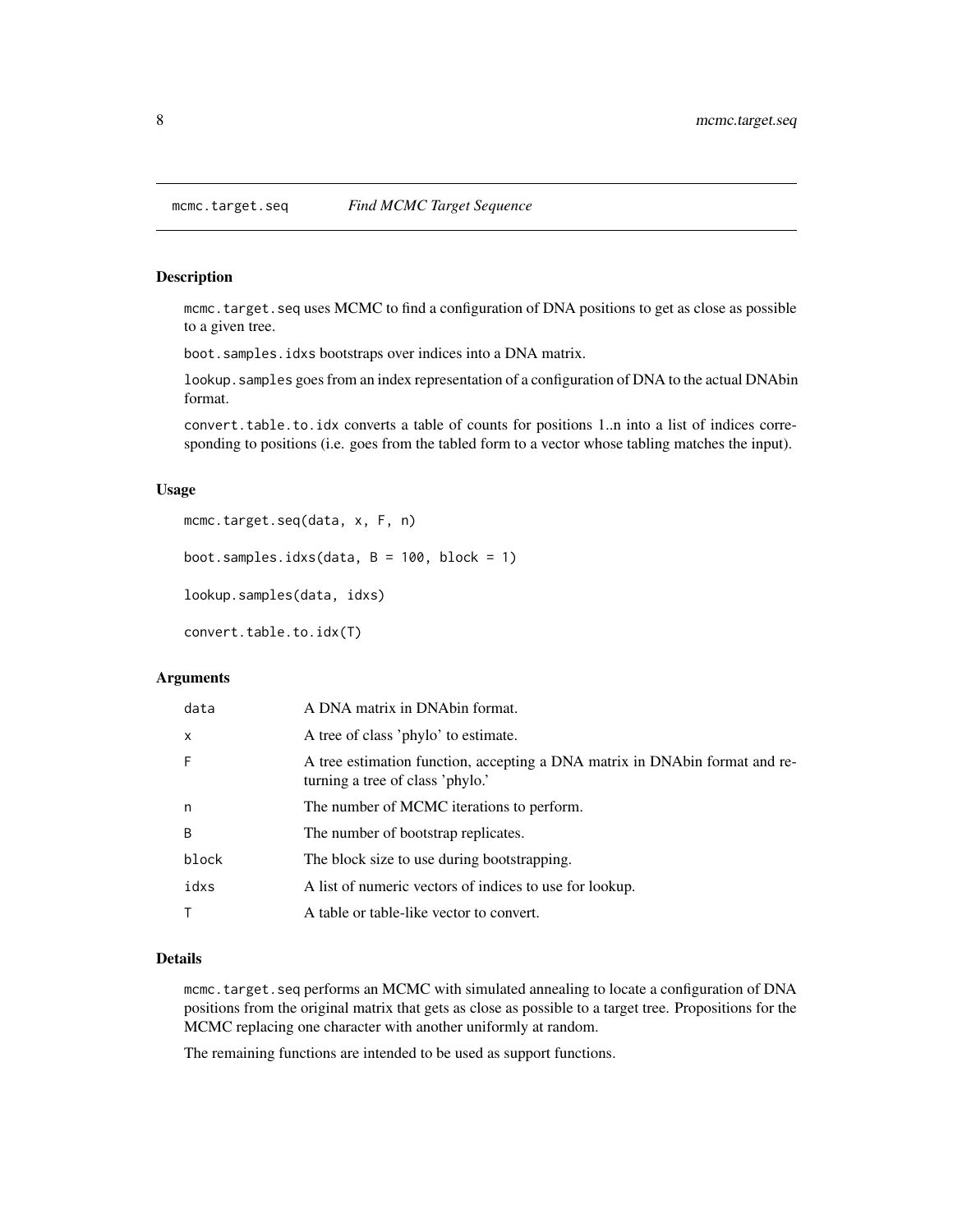## mcmc.target.seq — *Find MCMC Target Sequence*

### Description

`mcmc.target.seq` uses MCMC to find a configuration of DNA positions to get as close as possible to a given tree.

`boot.samples.idxs` bootstraps over indices into a DNA matrix.

`lookup.samples` goes from an index representation of a configuration of DNA to the actual DNAbin format.

`convert.table.to.idx` converts a table of counts for positions 1..n into a list of indices corresponding to positions (i.e. goes from the tabled form to a vector whose tabling matches the input).

### Usage

```
mcmc.target.seq(data, x, F, n)

boot.samples.idxs(data, B = 100, block = 1)

lookup.samples(data, idxs)

convert.table.to.idx(T)
```

### Arguments

| | |
|---|---|
| `data` | A DNA matrix in DNAbin format. |
| `x` | A tree of class 'phylo' to estimate. |
| `F` | A tree estimation function, accepting a DNA matrix in DNAbin format and returning a tree of class 'phylo.' |
| `n` | The number of MCMC iterations to perform. |
| `B` | The number of bootstrap replicates. |
| `block` | The block size to use during bootstrapping. |
| `idxs` | A list of numeric vectors of indices to use for lookup. |
| `T` | A table or table-like vector to convert. |

### Details

`mcmc.target.seq` performs an MCMC with simulated annealing to locate a configuration of DNA positions from the original matrix that gets as close as possible to a target tree. Propositions for the MCMC replacing one character with another uniformly at random.

The remaining functions are intended to be used as support functions.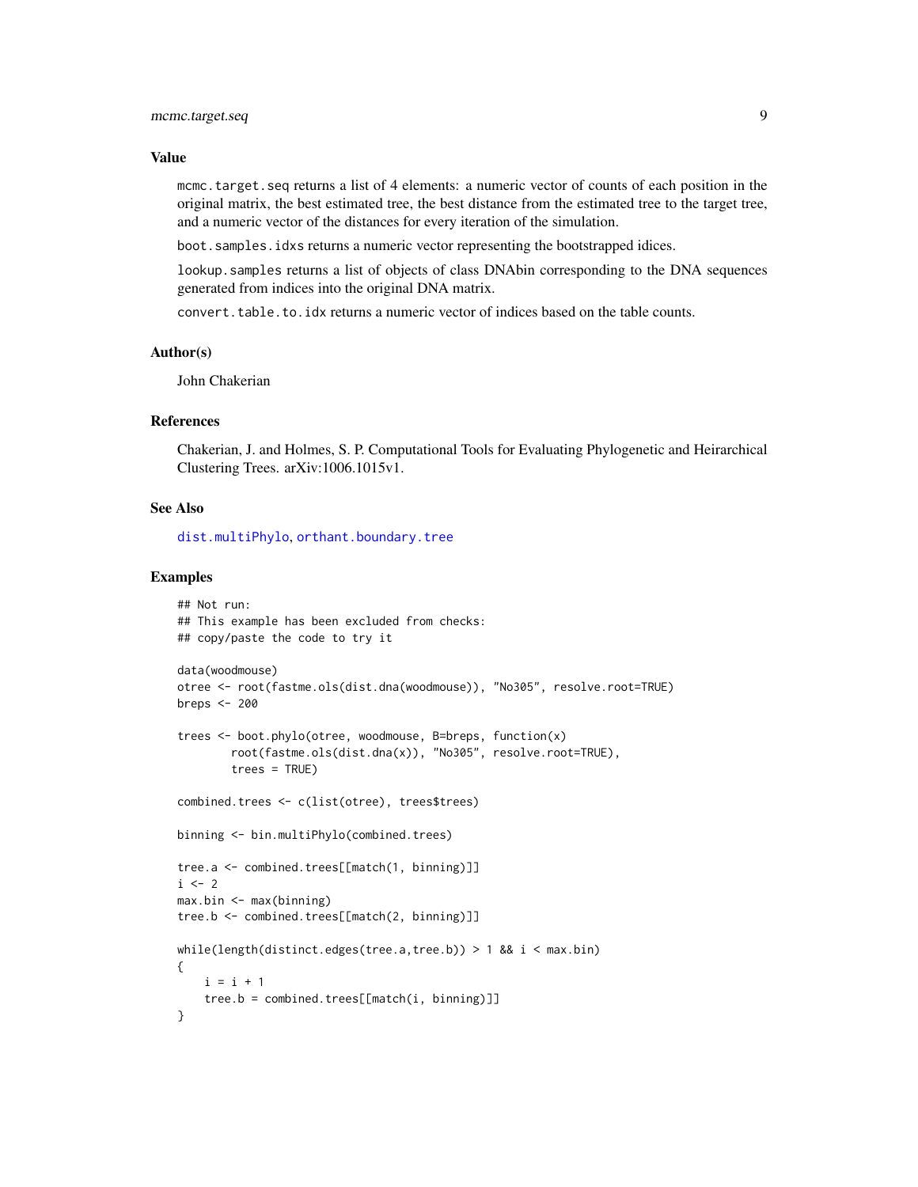### Value

`mcmc.target.seq` returns a list of 4 elements: a numeric vector of counts of each position in the original matrix, the best estimated tree, the best distance from the estimated tree to the target tree, and a numeric vector of the distances for every iteration of the simulation.

`boot.samples.idxs` returns a numeric vector representing the bootstrapped idices.

`lookup.samples` returns a list of objects of class DNAbin corresponding to the DNA sequences generated from indices into the original DNA matrix.

`convert.table.to.idx` returns a numeric vector of indices based on the table counts.

### Author(s)

John Chakerian

### References

Chakerian, J. and Holmes, S. P. Computational Tools for Evaluating Phylogenetic and Heirarchical Clustering Trees. arXiv:1006.1015v1.

### See Also

`dist.multiPhylo`, `orthant.boundary.tree`

### Examples

```
## Not run:
## This example has been excluded from checks:
## copy/paste the code to try it

data(woodmouse)
otree <- root(fastme.ols(dist.dna(woodmouse)), "No305", resolve.root=TRUE)
breps <- 200

trees <- boot.phylo(otree, woodmouse, B=breps, function(x)
        root(fastme.ols(dist.dna(x)), "No305", resolve.root=TRUE),
        trees = TRUE)

combined.trees <- c(list(otree), trees$trees)

binning <- bin.multiPhylo(combined.trees)

tree.a <- combined.trees[[match(1, binning)]]
i <- 2
max.bin <- max(binning)
tree.b <- combined.trees[[match(2, binning)]]

while(length(distinct.edges(tree.a,tree.b)) > 1 && i < max.bin)
{
    i = i + 1
    tree.b = combined.trees[[match(i, binning)]]
}
```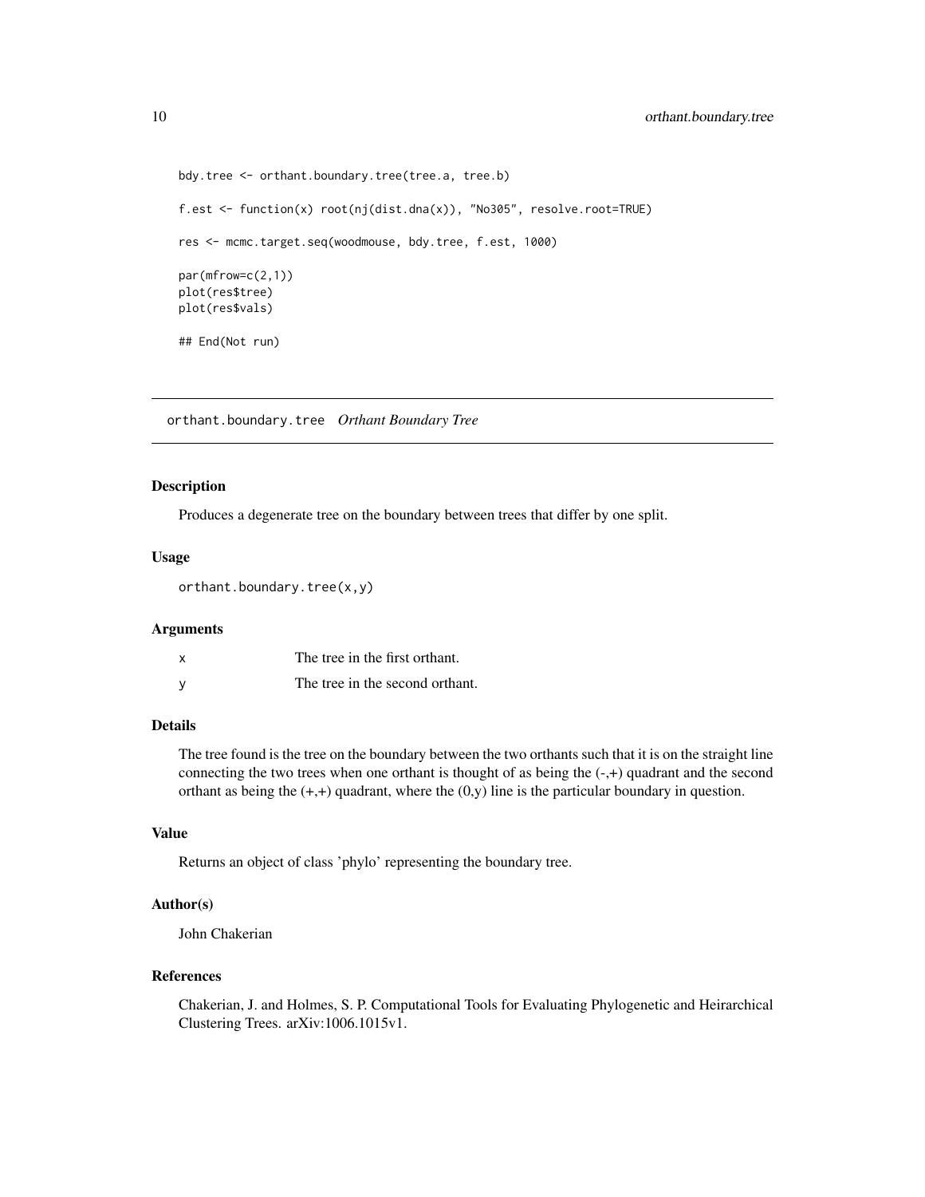```
bdy.tree <- orthant.boundary.tree(tree.a, tree.b)

f.est <- function(x) root(nj(dist.dna(x)), "No305", resolve.root=TRUE)

res <- mcmc.target.seq(woodmouse, bdy.tree, f.est, 1000)

par(mfrow=c(2,1))
plot(res$tree)
plot(res$vals)

## End(Not run)
```

---

## orthant.boundary.tree *Orthant Boundary Tree*

---

### Description

Produces a degenerate tree on the boundary between trees that differ by one split.

### Usage

```
orthant.boundary.tree(x,y)
```

### Arguments

| | |
|---|---|
| x | The tree in the first orthant. |
| y | The tree in the second orthant. |

### Details

The tree found is the tree on the boundary between the two orthants such that it is on the straight line connecting the two trees when one orthant is thought of as being the (-,+) quadrant and the second orthant as being the (+,+) quadrant, where the (0,y) line is the particular boundary in question.

### Value

Returns an object of class 'phylo' representing the boundary tree.

### Author(s)

John Chakerian

### References

Chakerian, J. and Holmes, S. P. Computational Tools for Evaluating Phylogenetic and Heirarchical Clustering Trees. arXiv:1006.1015v1.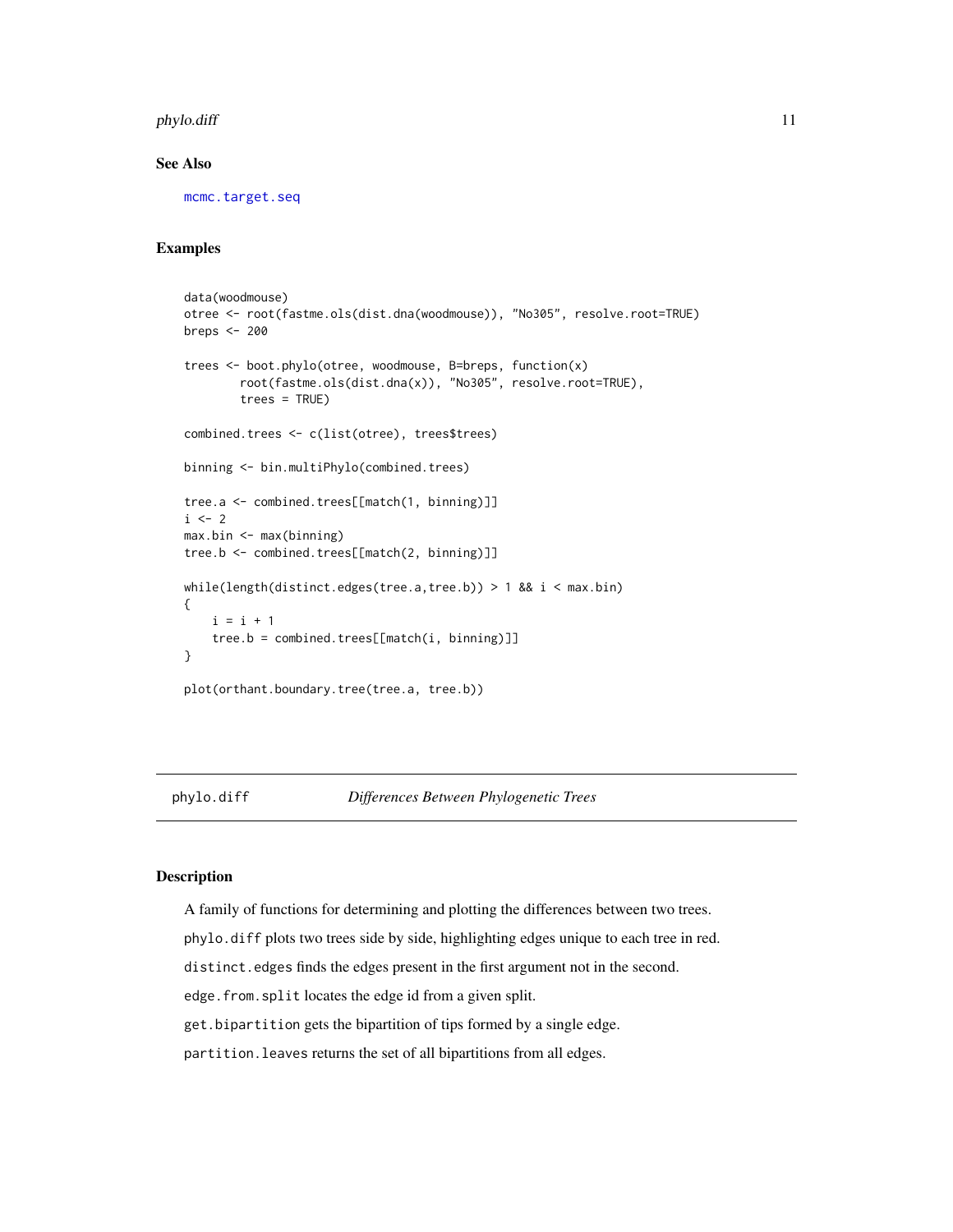### See Also

`mcmc.target.seq`

### Examples

```
data(woodmouse)
otree <- root(fastme.ols(dist.dna(woodmouse)), "No305", resolve.root=TRUE)
breps <- 200

trees <- boot.phylo(otree, woodmouse, B=breps, function(x)
        root(fastme.ols(dist.dna(x)), "No305", resolve.root=TRUE),
        trees = TRUE)

combined.trees <- c(list(otree), trees$trees)

binning <- bin.multiPhylo(combined.trees)

tree.a <- combined.trees[[match(1, binning)]]
i <- 2
max.bin <- max(binning)
tree.b <- combined.trees[[match(2, binning)]]

while(length(distinct.edges(tree.a,tree.b)) > 1 && i < max.bin)
{
    i = i + 1
    tree.b = combined.trees[[match(i, binning)]]
}

plot(orthant.boundary.tree(tree.a, tree.b))
```

---

## phylo.diff — *Differences Between Phylogenetic Trees*

---

### Description

A family of functions for determining and plotting the differences between two trees.

`phylo.diff` plots two trees side by side, highlighting edges unique to each tree in red.

`distinct.edges` finds the edges present in the first argument not in the second.

`edge.from.split` locates the edge id from a given split.

`get.bipartition` gets the bipartition of tips formed by a single edge.

`partition.leaves` returns the set of all bipartitions from all edges.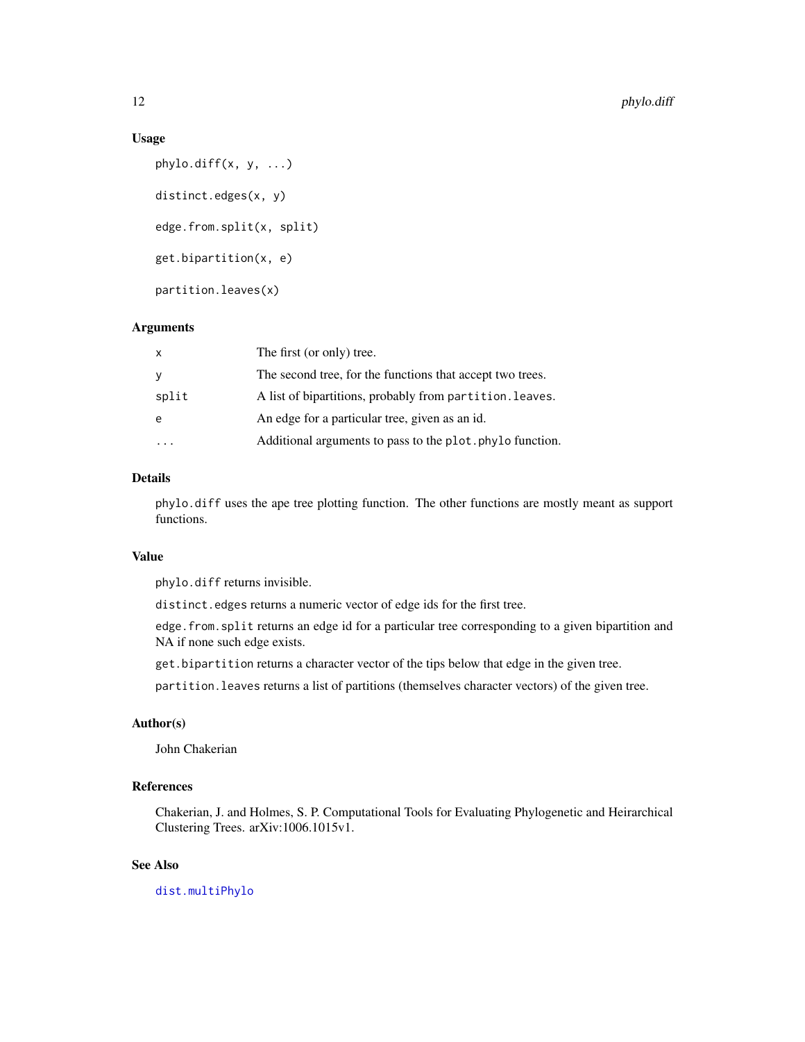## Usage

```
phylo.diff(x, y, ...)

distinct.edges(x, y)

edge.from.split(x, split)

get.bipartition(x, e)

partition.leaves(x)
```

## Arguments

| | |
|---|---|
| x | The first (or only) tree. |
| y | The second tree, for the functions that accept two trees. |
| split | A list of bipartitions, probably from `partition.leaves`. |
| e | An edge for a particular tree, given as an id. |
| ... | Additional arguments to pass to the `plot.phylo` function. |

## Details

`phylo.diff` uses the ape tree plotting function. The other functions are mostly meant as support functions.

## Value

`phylo.diff` returns invisible.

`distinct.edges` returns a numeric vector of edge ids for the first tree.

`edge.from.split` returns an edge id for a particular tree corresponding to a given bipartition and NA if none such edge exists.

`get.bipartition` returns a character vector of the tips below that edge in the given tree.

`partition.leaves` returns a list of partitions (themselves character vectors) of the given tree.

## Author(s)

John Chakerian

## References

Chakerian, J. and Holmes, S. P. Computational Tools for Evaluating Phylogenetic and Heirarchical Clustering Trees. arXiv:1006.1015v1.

## See Also

`dist.multiPhylo`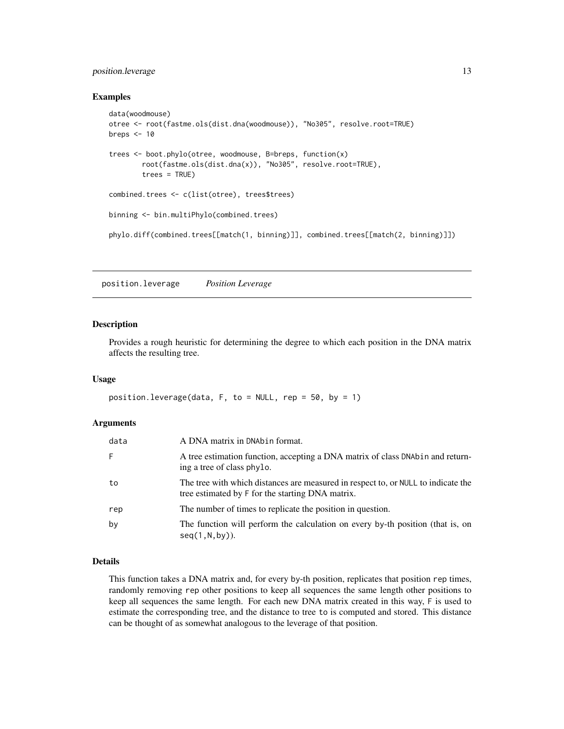### Examples

```
data(woodmouse)
otree <- root(fastme.ols(dist.dna(woodmouse)), "No305", resolve.root=TRUE)
breps <- 10

trees <- boot.phylo(otree, woodmouse, B=breps, function(x)
        root(fastme.ols(dist.dna(x)), "No305", resolve.root=TRUE),
        trees = TRUE)

combined.trees <- c(list(otree), trees$trees)

binning <- bin.multiPhylo(combined.trees)

phylo.diff(combined.trees[[match(1, binning)]], combined.trees[[match(2, binning)]])
```

---

## position.leverage *Position Leverage*

### Description

Provides a rough heuristic for determining the degree to which each position in the DNA matrix affects the resulting tree.

### Usage

```
position.leverage(data, F, to = NULL, rep = 50, by = 1)
```

### Arguments

| | |
|---|---|
| data | A DNA matrix in DNAbin format. |
| F | A tree estimation function, accepting a DNA matrix of class DNAbin and returning a tree of class phylo. |
| to | The tree with which distances are measured in respect to, or NULL to indicate the tree estimated by F for the starting DNA matrix. |
| rep | The number of times to replicate the position in question. |
| by | The function will perform the calculation on every by-th position (that is, on seq(1,N,by)). |

### Details

This function takes a DNA matrix and, for every by-th position, replicates that position rep times, randomly removing rep other positions to keep all sequences the same length other positions to keep all sequences the same length. For each new DNA matrix created in this way, F is used to estimate the corresponding tree, and the distance to tree to is computed and stored. This distance can be thought of as somewhat analogous to the leverage of that position.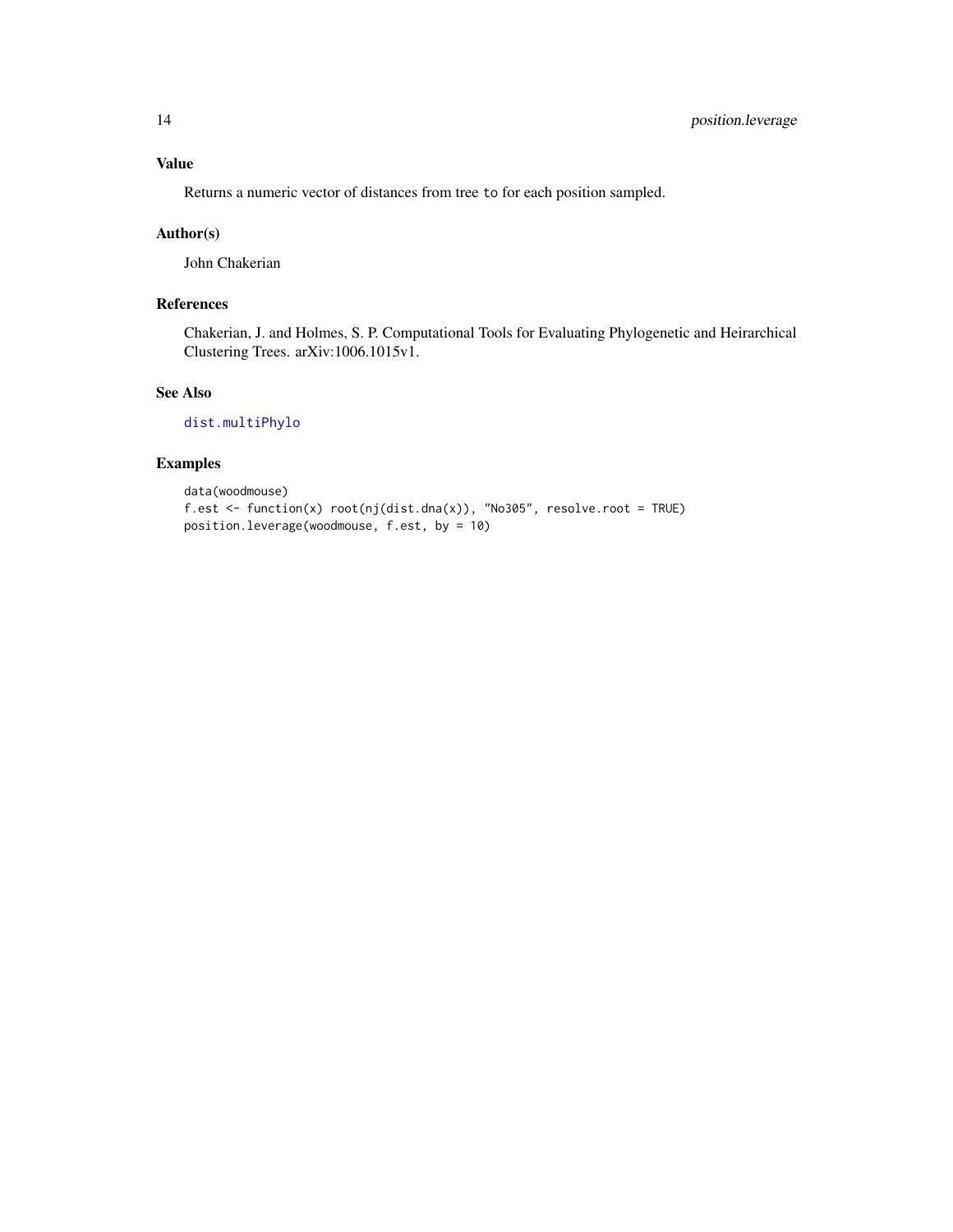## Value

Returns a numeric vector of distances from tree `to` for each position sampled.

## Author(s)

John Chakerian

## References

Chakerian, J. and Holmes, S. P. Computational Tools for Evaluating Phylogenetic and Heirarchical Clustering Trees. arXiv:1006.1015v1.

## See Also

`dist.multiPhylo`

## Examples

```
data(woodmouse)
f.est <- function(x) root(nj(dist.dna(x)), "No305", resolve.root = TRUE)
position.leverage(woodmouse, f.est, by = 10)
```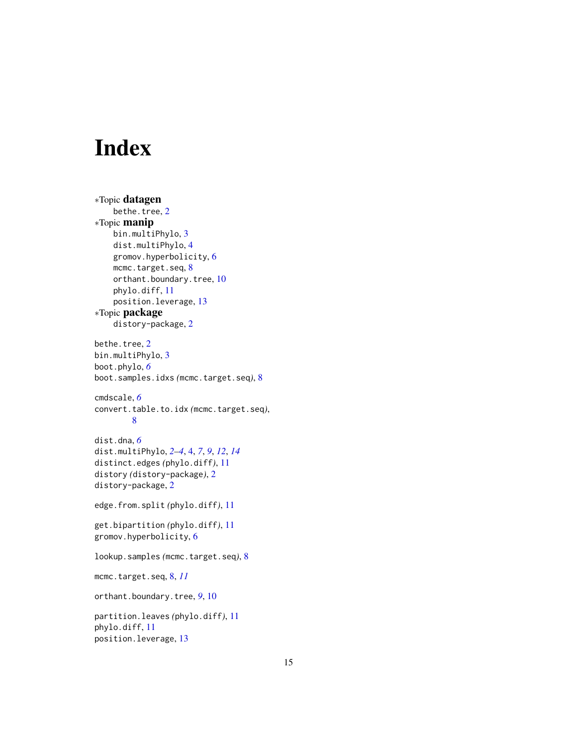# Index

*Topic **datagen**
    bethe.tree, 2
*Topic **manip**
    bin.multiPhylo, 3
    dist.multiPhylo, 4
    gromov.hyperbolicity, 6
    mcmc.target.seq, 8
    orthant.boundary.tree, 10
    phylo.diff, 11
    position.leverage, 13
*Topic **package**
    distory-package, 2

bethe.tree, 2
bin.multiPhylo, 3
boot.phylo, *6*
boot.samples.idxs *(*mcmc.target.seq*)*, 8

cmdscale, *6*
convert.table.to.idx *(*mcmc.target.seq*)*, 8

dist.dna, *6*
dist.multiPhylo, *2–4*, 4, *7*, *9*, *12*, *14*
distinct.edges *(*phylo.diff*)*, 11
distory *(*distory-package*)*, 2
distory-package, 2

edge.from.split *(*phylo.diff*)*, 11

get.bipartition *(*phylo.diff*)*, 11
gromov.hyperbolicity, 6

lookup.samples *(*mcmc.target.seq*)*, 8

mcmc.target.seq, 8, *11*

orthant.boundary.tree, *9*, 10

partition.leaves *(*phylo.diff*)*, 11
phylo.diff, 11
position.leverage, 13